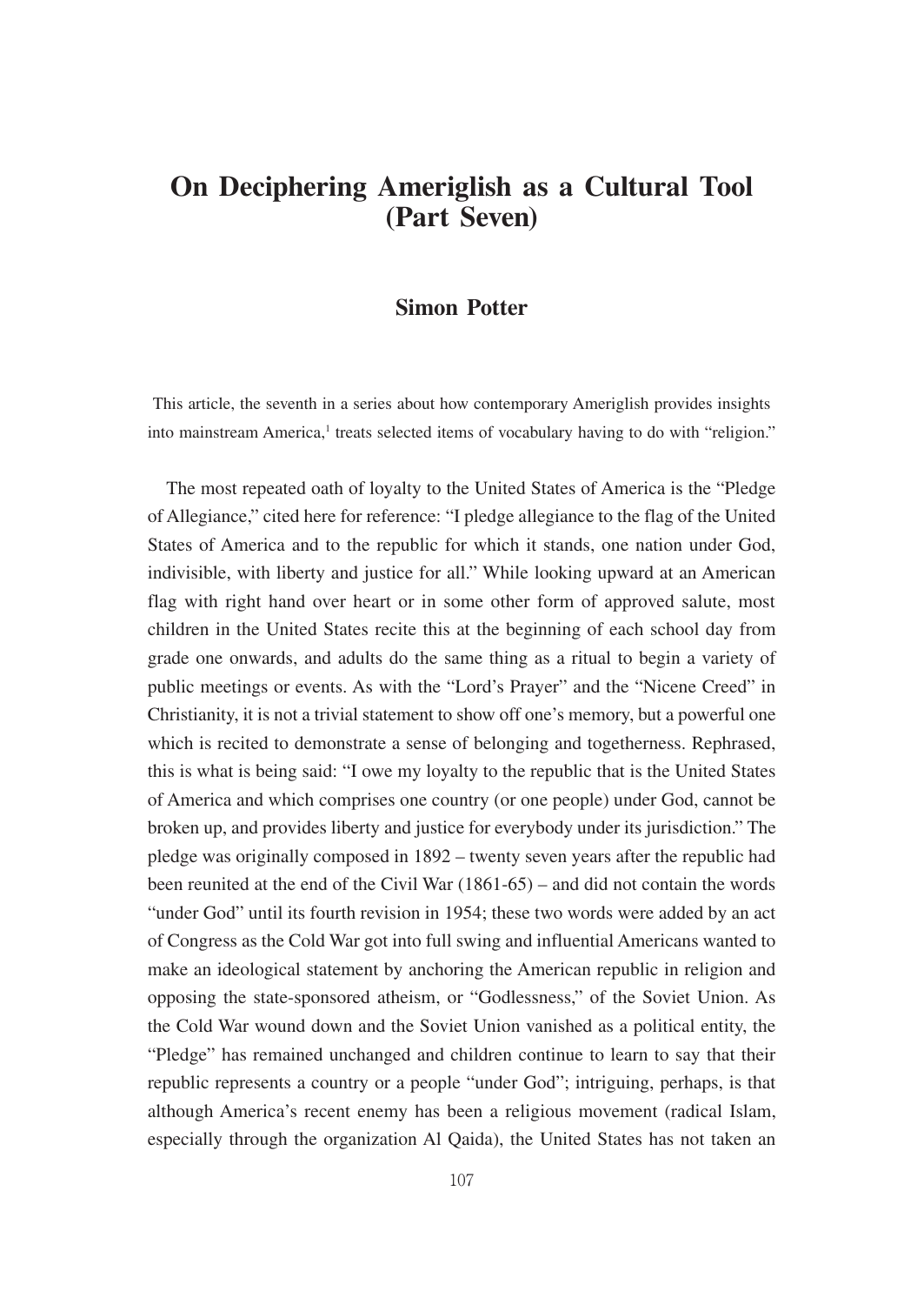# On Deciphering Ameriglish as a Cultural Tool (Part Seven)

**Simon Potter**

This article, the seventh in a series about how contemporary Ameriglish provides insights into mainstream America,[1] treats selected items of vocabulary having to do with "religion."

The most repeated oath of loyalty to the United States of America is the "Pledge of Allegiance," cited here for reference: "I pledge allegiance to the flag of the United States of America and to the republic for which it stands, one nation under God, indivisible, with liberty and justice for all." While looking upward at an American flag with right hand over heart or in some other form of approved salute, most children in the United States recite this at the beginning of each school day from grade one onwards, and adults do the same thing as a ritual to begin a variety of public meetings or events. As with the "Lord's Prayer" and the "Nicene Creed" in Christianity, it is not a trivial statement to show off one's memory, but a powerful one which is recited to demonstrate a sense of belonging and togetherness. Rephrased, this is what is being said: "I owe my loyalty to the republic that is the United States of America and which comprises one country (or one people) under God, cannot be broken up, and provides liberty and justice for everybody under its jurisdiction." The pledge was originally composed in 1892 – twenty seven years after the republic had been reunited at the end of the Civil War (1861-65) – and did not contain the words "under God" until its fourth revision in 1954; these two words were added by an act of Congress as the Cold War got into full swing and influential Americans wanted to make an ideological statement by anchoring the American republic in religion and opposing the state-sponsored atheism, or "Godlessness," of the Soviet Union. As the Cold War wound down and the Soviet Union vanished as a political entity, the "Pledge" has remained unchanged and children continue to learn to say that their republic represents a country or a people "under God"; intriguing, perhaps, is that although America's recent enemy has been a religious movement (radical Islam, especially through the organization Al Qaida), the United States has not taken an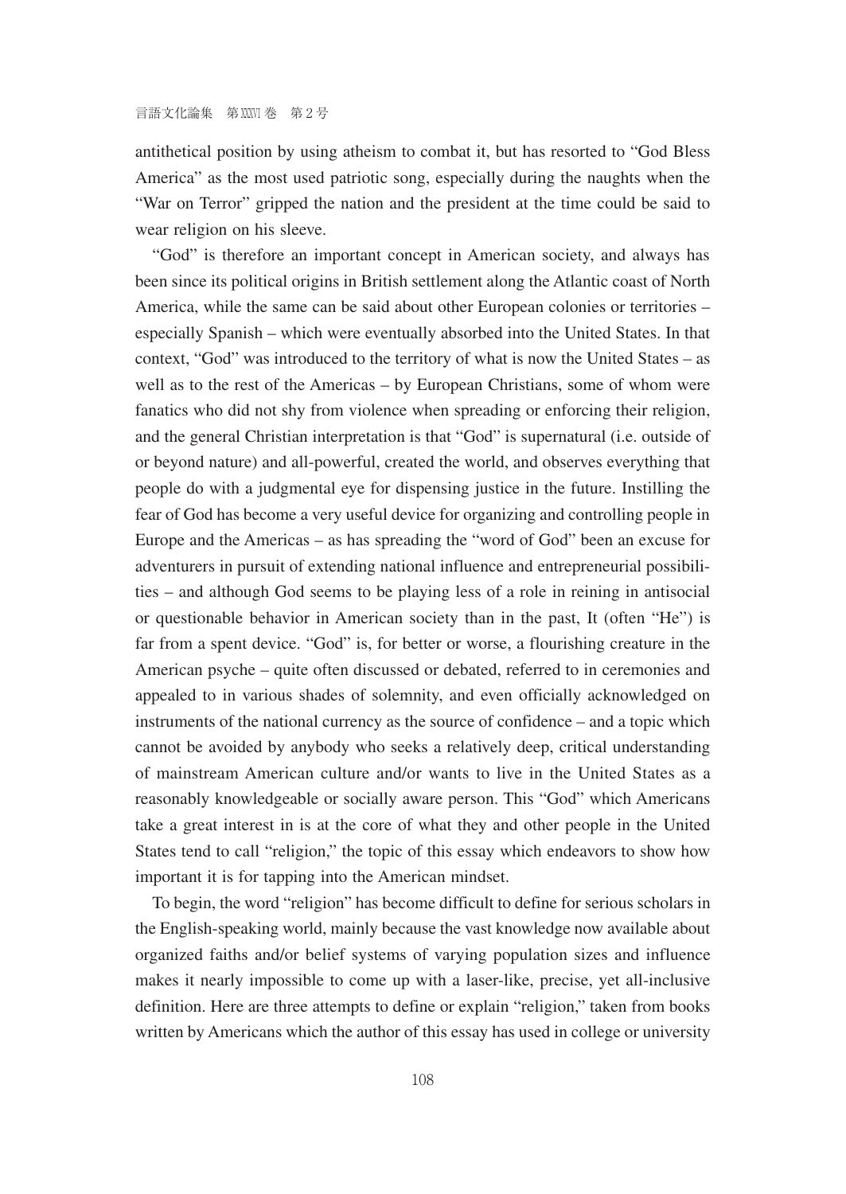antithetical position by using atheism to combat it, but has resorted to "God Bless America" as the most used patriotic song, especially during the naughts when the "War on Terror" gripped the nation and the president at the time could be said to wear religion on his sleeve.

"God" is therefore an important concept in American society, and always has been since its political origins in British settlement along the Atlantic coast of North America, while the same can be said about other European colonies or territories – especially Spanish – which were eventually absorbed into the United States. In that context, "God" was introduced to the territory of what is now the United States – as well as to the rest of the Americas – by European Christians, some of whom were fanatics who did not shy from violence when spreading or enforcing their religion, and the general Christian interpretation is that "God" is supernatural (i.e. outside of or beyond nature) and all-powerful, created the world, and observes everything that people do with a judgmental eye for dispensing justice in the future. Instilling the fear of God has become a very useful device for organizing and controlling people in Europe and the Americas – as has spreading the "word of God" been an excuse for adventurers in pursuit of extending national influence and entrepreneurial possibilities – and although God seems to be playing less of a role in reining in antisocial or questionable behavior in American society than in the past, It (often "He") is far from a spent device. "God" is, for better or worse, a flourishing creature in the American psyche – quite often discussed or debated, referred to in ceremonies and appealed to in various shades of solemnity, and even officially acknowledged on instruments of the national currency as the source of confidence – and a topic which cannot be avoided by anybody who seeks a relatively deep, critical understanding of mainstream American culture and/or wants to live in the United States as a reasonably knowledgeable or socially aware person. This "God" which Americans take a great interest in is at the core of what they and other people in the United States tend to call "religion," the topic of this essay which endeavors to show how important it is for tapping into the American mindset.

To begin, the word "religion" has become difficult to define for serious scholars in the English-speaking world, mainly because the vast knowledge now available about organized faiths and/or belief systems of varying population sizes and influence makes it nearly impossible to come up with a laser-like, precise, yet all-inclusive definition. Here are three attempts to define or explain "religion," taken from books written by Americans which the author of this essay has used in college or university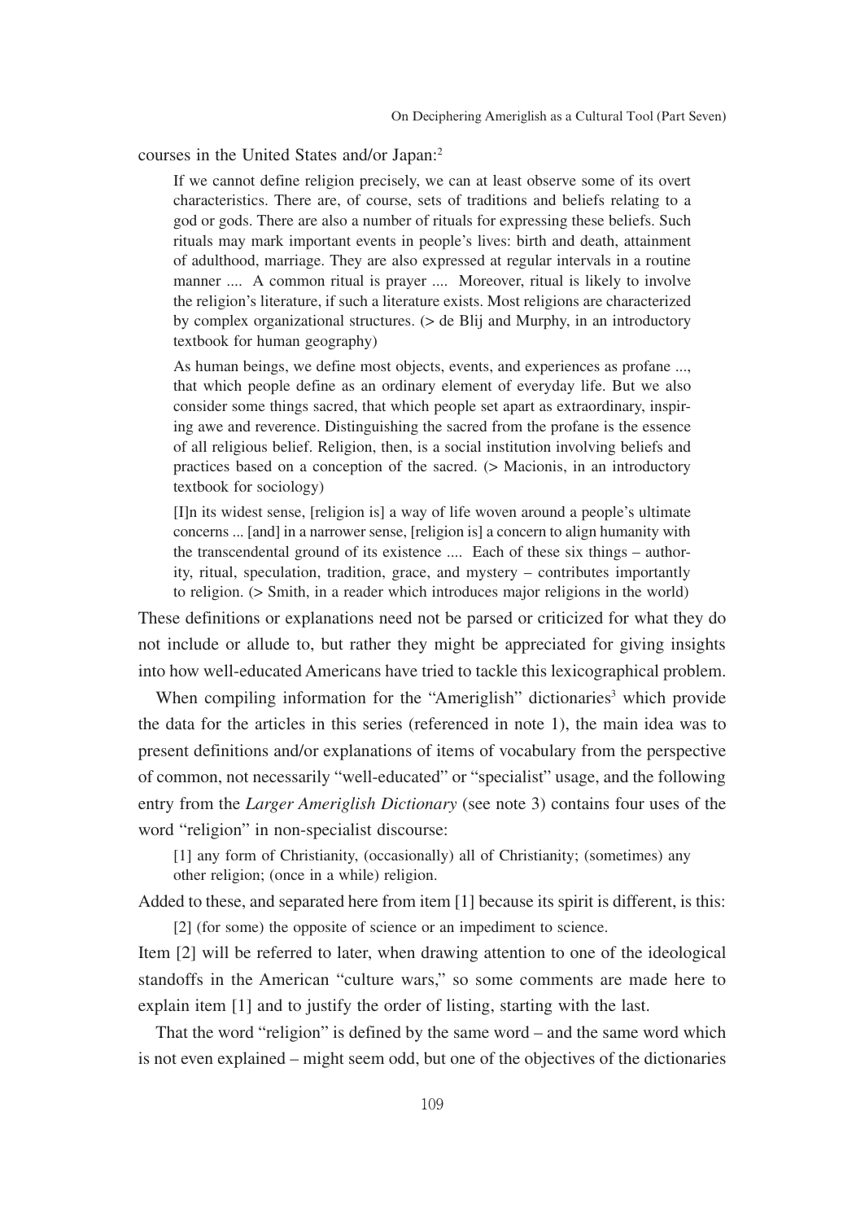courses in the United States and/or Japan:[2]

> If we cannot define religion precisely, we can at least observe some of its overt characteristics. There are, of course, sets of traditions and beliefs relating to a god or gods. There are also a number of rituals for expressing these beliefs. Such rituals may mark important events in people's lives: birth and death, attainment of adulthood, marriage. They are also expressed at regular intervals in a routine manner .... A common ritual is prayer .... Moreover, ritual is likely to involve the religion's literature, if such a literature exists. Most religions are characterized by complex organizational structures. (> de Blij and Murphy, in an introductory textbook for human geography)

> As human beings, we define most objects, events, and experiences as profane ..., that which people define as an ordinary element of everyday life. But we also consider some things sacred, that which people set apart as extraordinary, inspiring awe and reverence. Distinguishing the sacred from the profane is the essence of all religious belief. Religion, then, is a social institution involving beliefs and practices based on a conception of the sacred. (> Macionis, in an introductory textbook for sociology)

> [I]n its widest sense, [religion is] a way of life woven around a people's ultimate concerns ... [and] in a narrower sense, [religion is] a concern to align humanity with the transcendental ground of its existence .... Each of these six things – authority, ritual, speculation, tradition, grace, and mystery – contributes importantly to religion. (> Smith, in a reader which introduces major religions in the world)

These definitions or explanations need not be parsed or criticized for what they do not include or allude to, but rather they might be appreciated for giving insights into how well-educated Americans have tried to tackle this lexicographical problem.

When compiling information for the "Ameriglish" dictionaries[3] which provide the data for the articles in this series (referenced in note 1), the main idea was to present definitions and/or explanations of items of vocabulary from the perspective of common, not necessarily "well-educated" or "specialist" usage, and the following entry from the *Larger Ameriglish Dictionary* (see note 3) contains four uses of the word "religion" in non-specialist discourse:

> [1] any form of Christianity, (occasionally) all of Christianity; (sometimes) any other religion; (once in a while) religion.

Added to these, and separated here from item [1] because its spirit is different, is this:

> [2] (for some) the opposite of science or an impediment to science.

Item [2] will be referred to later, when drawing attention to one of the ideological standoffs in the American "culture wars," so some comments are made here to explain item [1] and to justify the order of listing, starting with the last.

That the word "religion" is defined by the same word – and the same word which is not even explained – might seem odd, but one of the objectives of the dictionaries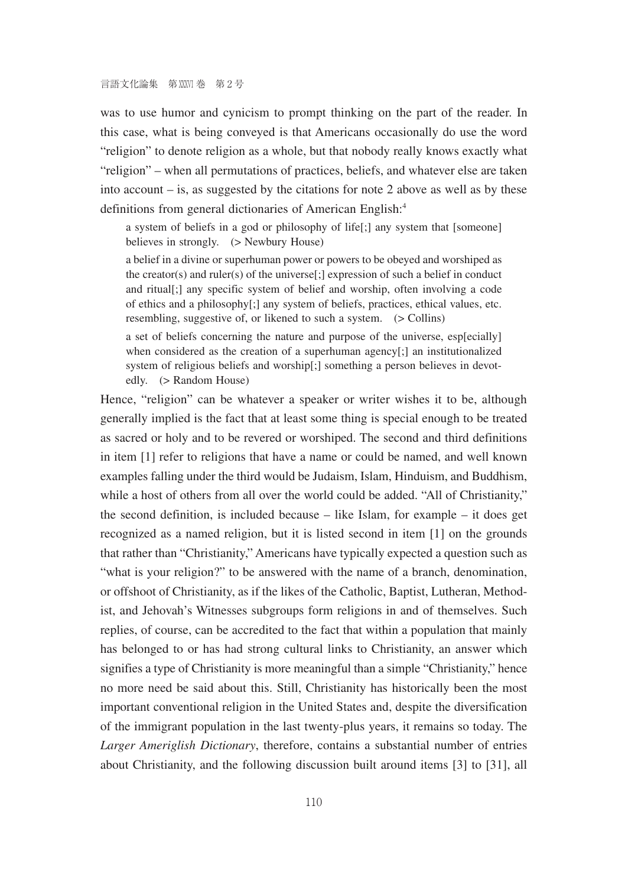was to use humor and cynicism to prompt thinking on the part of the reader. In this case, what is being conveyed is that Americans occasionally do use the word "religion" to denote religion as a whole, but that nobody really knows exactly what "religion" – when all permutations of practices, beliefs, and whatever else are taken into account – is, as suggested by the citations for note 2 above as well as by these definitions from general dictionaries of American English:[4]

> a system of beliefs in a god or philosophy of life[;] any system that [someone] believes in strongly. (> Newbury House)
>
> a belief in a divine or superhuman power or powers to be obeyed and worshiped as the creator(s) and ruler(s) of the universe[;] expression of such a belief in conduct and ritual[;] any specific system of belief and worship, often involving a code of ethics and a philosophy[;] any system of beliefs, practices, ethical values, etc. resembling, suggestive of, or likened to such a system. (> Collins)
>
> a set of beliefs concerning the nature and purpose of the universe, esp[ecially] when considered as the creation of a superhuman agency[;] an institutionalized system of religious beliefs and worship[;] something a person believes in devotedly. (> Random House)

Hence, "religion" can be whatever a speaker or writer wishes it to be, although generally implied is the fact that at least some thing is special enough to be treated as sacred or holy and to be revered or worshiped. The second and third definitions in item [1] refer to religions that have a name or could be named, and well known examples falling under the third would be Judaism, Islam, Hinduism, and Buddhism, while a host of others from all over the world could be added. "All of Christianity," the second definition, is included because – like Islam, for example – it does get recognized as a named religion, but it is listed second in item [1] on the grounds that rather than "Christianity," Americans have typically expected a question such as "what is your religion?" to be answered with the name of a branch, denomination, or offshoot of Christianity, as if the likes of the Catholic, Baptist, Lutheran, Methodist, and Jehovah's Witnesses subgroups form religions in and of themselves. Such replies, of course, can be accredited to the fact that within a population that mainly has belonged to or has had strong cultural links to Christianity, an answer which signifies a type of Christianity is more meaningful than a simple "Christianity," hence no more need be said about this. Still, Christianity has historically been the most important conventional religion in the United States and, despite the diversification of the immigrant population in the last twenty-plus years, it remains so today. The *Larger Ameriglish Dictionary*, therefore, contains a substantial number of entries about Christianity, and the following discussion built around items [3] to [31], all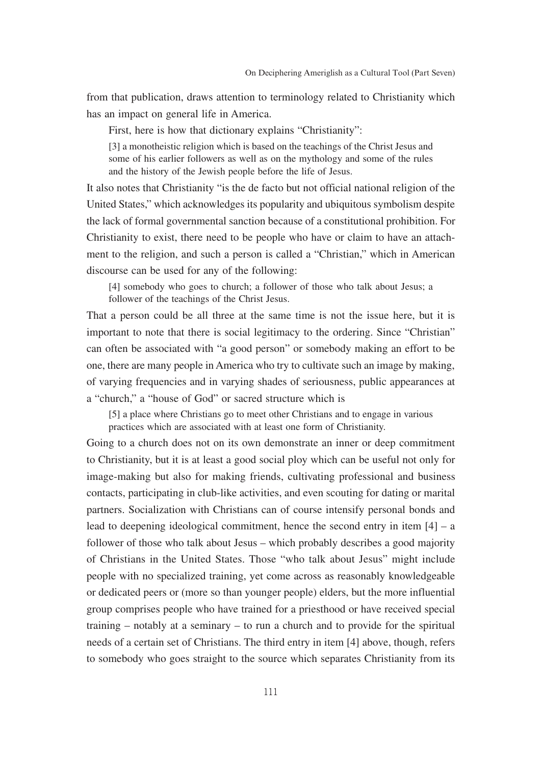from that publication, draws attention to terminology related to Christianity which has an impact on general life in America.

First, here is how that dictionary explains "Christianity":

> [3] a monotheistic religion which is based on the teachings of the Christ Jesus and some of his earlier followers as well as on the mythology and some of the rules and the history of the Jewish people before the life of Jesus.

It also notes that Christianity "is the de facto but not official national religion of the United States," which acknowledges its popularity and ubiquitous symbolism despite the lack of formal governmental sanction because of a constitutional prohibition. For Christianity to exist, there need to be people who have or claim to have an attachment to the religion, and such a person is called a "Christian," which in American discourse can be used for any of the following:

> [4] somebody who goes to church; a follower of those who talk about Jesus; a follower of the teachings of the Christ Jesus.

That a person could be all three at the same time is not the issue here, but it is important to note that there is social legitimacy to the ordering. Since "Christian" can often be associated with "a good person" or somebody making an effort to be one, there are many people in America who try to cultivate such an image by making, of varying frequencies and in varying shades of seriousness, public appearances at a "church," a "house of God" or sacred structure which is

> [5] a place where Christians go to meet other Christians and to engage in various practices which are associated with at least one form of Christianity.

Going to a church does not on its own demonstrate an inner or deep commitment to Christianity, but it is at least a good social ploy which can be useful not only for image-making but also for making friends, cultivating professional and business contacts, participating in club-like activities, and even scouting for dating or marital partners. Socialization with Christians can of course intensify personal bonds and lead to deepening ideological commitment, hence the second entry in item [4] – a follower of those who talk about Jesus – which probably describes a good majority of Christians in the United States. Those "who talk about Jesus" might include people with no specialized training, yet come across as reasonably knowledgeable or dedicated peers or (more so than younger people) elders, but the more influential group comprises people who have trained for a priesthood or have received special training – notably at a seminary – to run a church and to provide for the spiritual needs of a certain set of Christians. The third entry in item [4] above, though, refers to somebody who goes straight to the source which separates Christianity from its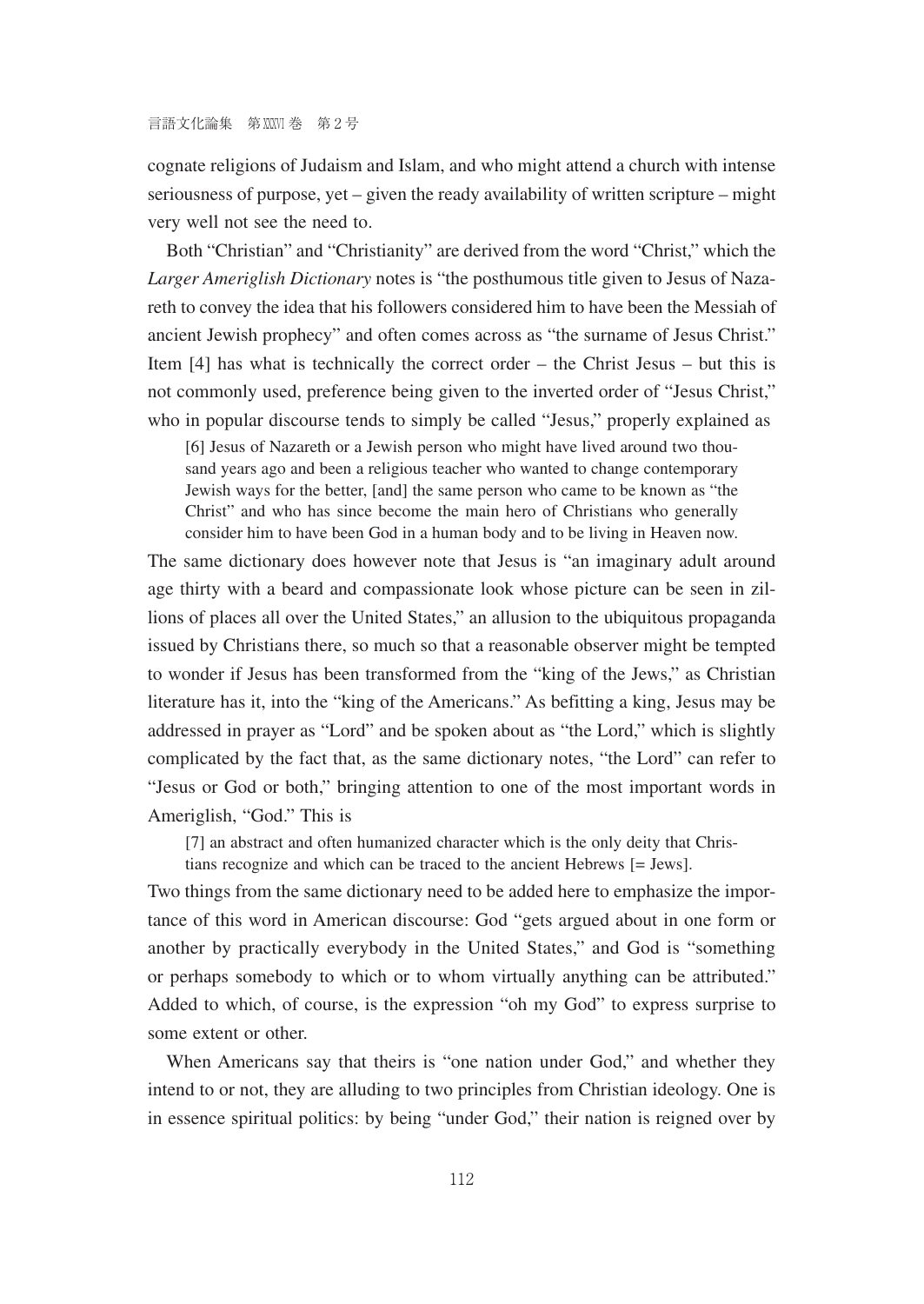cognate religions of Judaism and Islam, and who might attend a church with intense seriousness of purpose, yet – given the ready availability of written scripture – might very well not see the need to.

Both "Christian" and "Christianity" are derived from the word "Christ," which the *Larger Ameriglish Dictionary* notes is "the posthumous title given to Jesus of Nazareth to convey the idea that his followers considered him to have been the Messiah of ancient Jewish prophecy" and often comes across as "the surname of Jesus Christ." Item [4] has what is technically the correct order – the Christ Jesus – but this is not commonly used, preference being given to the inverted order of "Jesus Christ," who in popular discourse tends to simply be called "Jesus," properly explained as

> [6] Jesus of Nazareth or a Jewish person who might have lived around two thousand years ago and been a religious teacher who wanted to change contemporary Jewish ways for the better, [and] the same person who came to be known as "the Christ" and who has since become the main hero of Christians who generally consider him to have been God in a human body and to be living in Heaven now.

The same dictionary does however note that Jesus is "an imaginary adult around age thirty with a beard and compassionate look whose picture can be seen in zillions of places all over the United States," an allusion to the ubiquitous propaganda issued by Christians there, so much so that a reasonable observer might be tempted to wonder if Jesus has been transformed from the "king of the Jews," as Christian literature has it, into the "king of the Americans." As befitting a king, Jesus may be addressed in prayer as "Lord" and be spoken about as "the Lord," which is slightly complicated by the fact that, as the same dictionary notes, "the Lord" can refer to "Jesus or God or both," bringing attention to one of the most important words in Ameriglish, "God." This is

> [7] an abstract and often humanized character which is the only deity that Christians recognize and which can be traced to the ancient Hebrews [= Jews].

Two things from the same dictionary need to be added here to emphasize the importance of this word in American discourse: God "gets argued about in one form or another by practically everybody in the United States," and God is "something or perhaps somebody to which or to whom virtually anything can be attributed." Added to which, of course, is the expression "oh my God" to express surprise to some extent or other.

When Americans say that theirs is "one nation under God," and whether they intend to or not, they are alluding to two principles from Christian ideology. One is in essence spiritual politics: by being "under God," their nation is reigned over by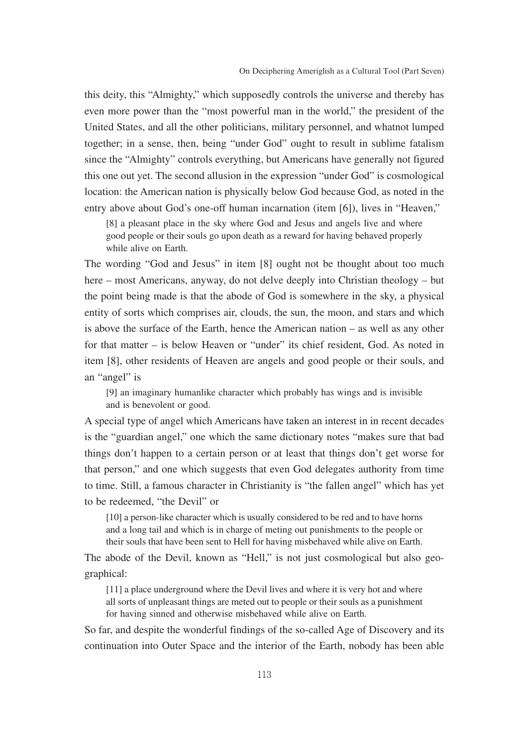this deity, this "Almighty," which supposedly controls the universe and thereby has even more power than the "most powerful man in the world," the president of the United States, and all the other politicians, military personnel, and whatnot lumped together; in a sense, then, being "under God" ought to result in sublime fatalism since the "Almighty" controls everything, but Americans have generally not figured this one out yet. The second allusion in the expression "under God" is cosmological location: the American nation is physically below God because God, as noted in the entry above about God's one-off human incarnation (item [6]), lives in "Heaven,"

> [8] a pleasant place in the sky where God and Jesus and angels live and where good people or their souls go upon death as a reward for having behaved properly while alive on Earth.

The wording "God and Jesus" in item [8] ought not be thought about too much here – most Americans, anyway, do not delve deeply into Christian theology – but the point being made is that the abode of God is somewhere in the sky, a physical entity of sorts which comprises air, clouds, the sun, the moon, and stars and which is above the surface of the Earth, hence the American nation – as well as any other for that matter – is below Heaven or "under" its chief resident, God. As noted in item [8], other residents of Heaven are angels and good people or their souls, and an "angel" is

> [9] an imaginary humanlike character which probably has wings and is invisible and is benevolent or good.

A special type of angel which Americans have taken an interest in in recent decades is the "guardian angel," one which the same dictionary notes "makes sure that bad things don't happen to a certain person or at least that things don't get worse for that person," and one which suggests that even God delegates authority from time to time. Still, a famous character in Christianity is "the fallen angel" which has yet to be redeemed, "the Devil" or

> [10] a person-like character which is usually considered to be red and to have horns and a long tail and which is in charge of meting out punishments to the people or their souls that have been sent to Hell for having misbehaved while alive on Earth.

The abode of the Devil, known as "Hell," is not just cosmological but also geographical:

> [11] a place underground where the Devil lives and where it is very hot and where all sorts of unpleasant things are meted out to people or their souls as a punishment for having sinned and otherwise misbehaved while alive on Earth.

So far, and despite the wonderful findings of the so-called Age of Discovery and its continuation into Outer Space and the interior of the Earth, nobody has been able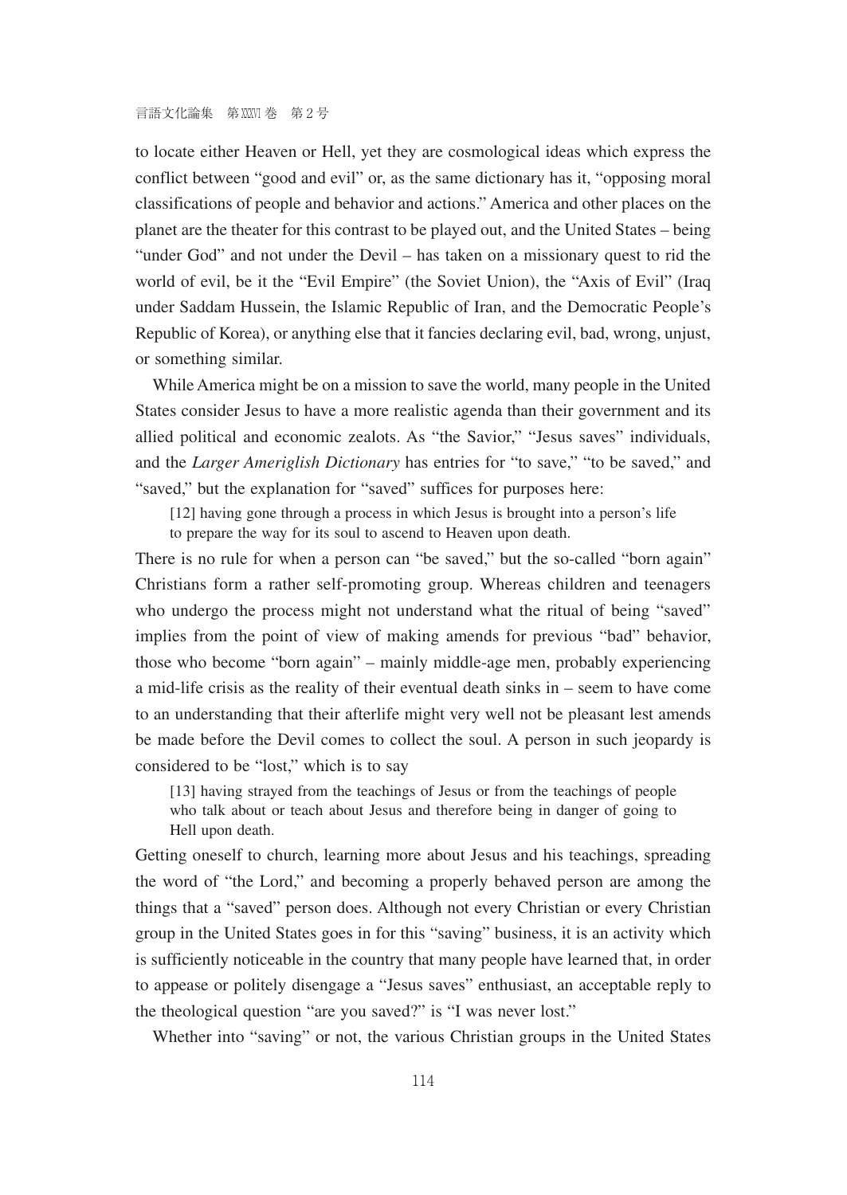to locate either Heaven or Hell, yet they are cosmological ideas which express the conflict between "good and evil" or, as the same dictionary has it, "opposing moral classifications of people and behavior and actions." America and other places on the planet are the theater for this contrast to be played out, and the United States – being "under God" and not under the Devil – has taken on a missionary quest to rid the world of evil, be it the "Evil Empire" (the Soviet Union), the "Axis of Evil" (Iraq under Saddam Hussein, the Islamic Republic of Iran, and the Democratic People's Republic of Korea), or anything else that it fancies declaring evil, bad, wrong, unjust, or something similar.

While America might be on a mission to save the world, many people in the United States consider Jesus to have a more realistic agenda than their government and its allied political and economic zealots. As "the Savior," "Jesus saves" individuals, and the *Larger Ameriglish Dictionary* has entries for "to save," "to be saved," and "saved," but the explanation for "saved" suffices for purposes here:

> [12] having gone through a process in which Jesus is brought into a person's life to prepare the way for its soul to ascend to Heaven upon death.

There is no rule for when a person can "be saved," but the so-called "born again" Christians form a rather self-promoting group. Whereas children and teenagers who undergo the process might not understand what the ritual of being "saved" implies from the point of view of making amends for previous "bad" behavior, those who become "born again" – mainly middle-age men, probably experiencing a mid-life crisis as the reality of their eventual death sinks in – seem to have come to an understanding that their afterlife might very well not be pleasant lest amends be made before the Devil comes to collect the soul. A person in such jeopardy is considered to be "lost," which is to say

> [13] having strayed from the teachings of Jesus or from the teachings of people who talk about or teach about Jesus and therefore being in danger of going to Hell upon death.

Getting oneself to church, learning more about Jesus and his teachings, spreading the word of "the Lord," and becoming a properly behaved person are among the things that a "saved" person does. Although not every Christian or every Christian group in the United States goes in for this "saving" business, it is an activity which is sufficiently noticeable in the country that many people have learned that, in order to appease or politely disengage a "Jesus saves" enthusiast, an acceptable reply to the theological question "are you saved?" is "I was never lost."

Whether into "saving" or not, the various Christian groups in the United States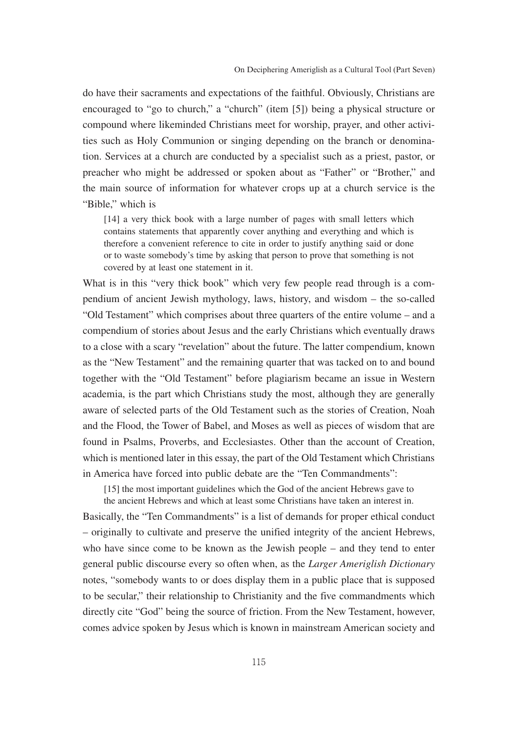do have their sacraments and expectations of the faithful. Obviously, Christians are encouraged to "go to church," a "church" (item [5]) being a physical structure or compound where likeminded Christians meet for worship, prayer, and other activities such as Holy Communion or singing depending on the branch or denomination. Services at a church are conducted by a specialist such as a priest, pastor, or preacher who might be addressed or spoken about as "Father" or "Brother," and the main source of information for whatever crops up at a church service is the "Bible," which is

> [14] a very thick book with a large number of pages with small letters which contains statements that apparently cover anything and everything and which is therefore a convenient reference to cite in order to justify anything said or done or to waste somebody's time by asking that person to prove that something is not covered by at least one statement in it.

What is in this "very thick book" which very few people read through is a compendium of ancient Jewish mythology, laws, history, and wisdom – the so-called "Old Testament" which comprises about three quarters of the entire volume – and a compendium of stories about Jesus and the early Christians which eventually draws to a close with a scary "revelation" about the future. The latter compendium, known as the "New Testament" and the remaining quarter that was tacked on to and bound together with the "Old Testament" before plagiarism became an issue in Western academia, is the part which Christians study the most, although they are generally aware of selected parts of the Old Testament such as the stories of Creation, Noah and the Flood, the Tower of Babel, and Moses as well as pieces of wisdom that are found in Psalms, Proverbs, and Ecclesiastes. Other than the account of Creation, which is mentioned later in this essay, the part of the Old Testament which Christians in America have forced into public debate are the "Ten Commandments":

> [15] the most important guidelines which the God of the ancient Hebrews gave to the ancient Hebrews and which at least some Christians have taken an interest in.

Basically, the "Ten Commandments" is a list of demands for proper ethical conduct – originally to cultivate and preserve the unified integrity of the ancient Hebrews, who have since come to be known as the Jewish people – and they tend to enter general public discourse every so often when, as the *Larger Ameriglish Dictionary* notes, "somebody wants to or does display them in a public place that is supposed to be secular," their relationship to Christianity and the five commandments which directly cite "God" being the source of friction. From the New Testament, however, comes advice spoken by Jesus which is known in mainstream American society and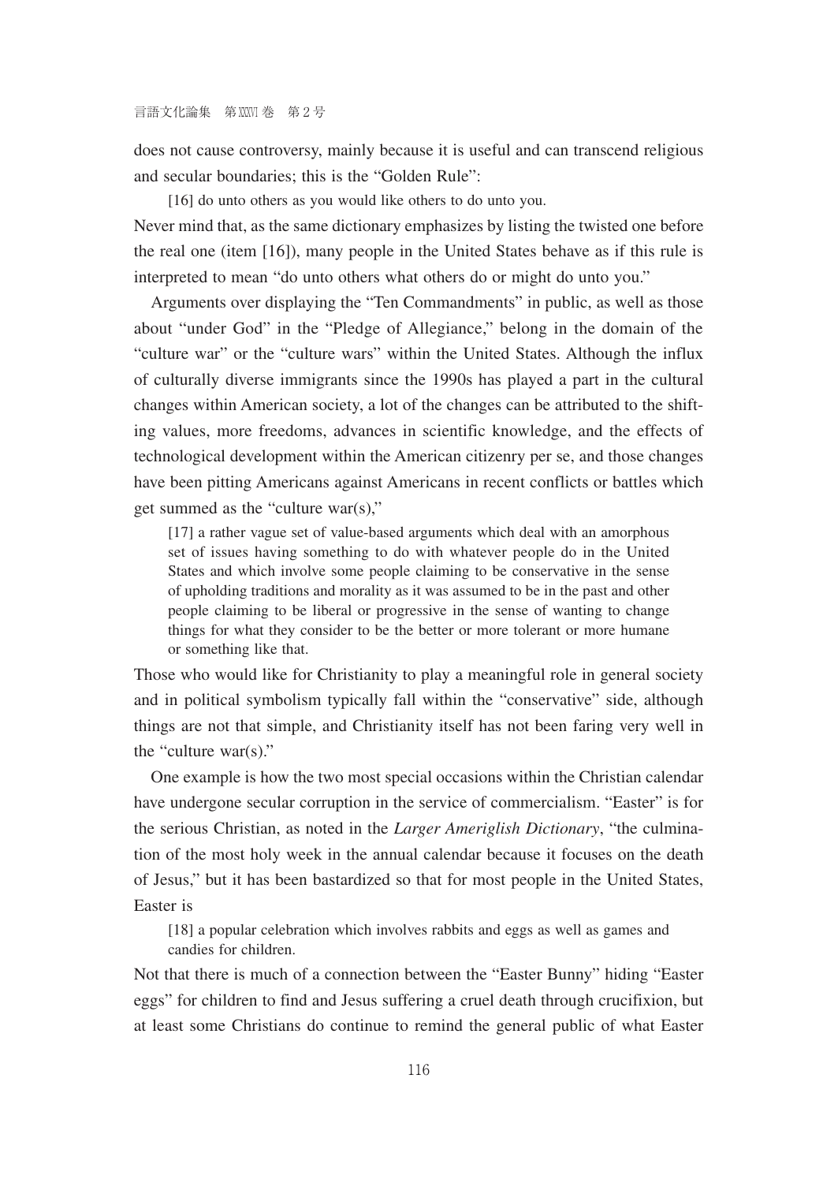does not cause controversy, mainly because it is useful and can transcend religious and secular boundaries; this is the "Golden Rule":

> [16] do unto others as you would like others to do unto you.

Never mind that, as the same dictionary emphasizes by listing the twisted one before the real one (item [16]), many people in the United States behave as if this rule is interpreted to mean "do unto others what others do or might do unto you."

Arguments over displaying the "Ten Commandments" in public, as well as those about "under God" in the "Pledge of Allegiance," belong in the domain of the "culture war" or the "culture wars" within the United States. Although the influx of culturally diverse immigrants since the 1990s has played a part in the cultural changes within American society, a lot of the changes can be attributed to the shifting values, more freedoms, advances in scientific knowledge, and the effects of technological development within the American citizenry per se, and those changes have been pitting Americans against Americans in recent conflicts or battles which get summed as the "culture war(s),"

> [17] a rather vague set of value-based arguments which deal with an amorphous set of issues having something to do with whatever people do in the United States and which involve some people claiming to be conservative in the sense of upholding traditions and morality as it was assumed to be in the past and other people claiming to be liberal or progressive in the sense of wanting to change things for what they consider to be the better or more tolerant or more humane or something like that.

Those who would like for Christianity to play a meaningful role in general society and in political symbolism typically fall within the "conservative" side, although things are not that simple, and Christianity itself has not been faring very well in the "culture war(s)."

One example is how the two most special occasions within the Christian calendar have undergone secular corruption in the service of commercialism. "Easter" is for the serious Christian, as noted in the *Larger Ameriglish Dictionary*, "the culmination of the most holy week in the annual calendar because it focuses on the death of Jesus," but it has been bastardized so that for most people in the United States, Easter is

> [18] a popular celebration which involves rabbits and eggs as well as games and candies for children.

Not that there is much of a connection between the "Easter Bunny" hiding "Easter eggs" for children to find and Jesus suffering a cruel death through crucifixion, but at least some Christians do continue to remind the general public of what Easter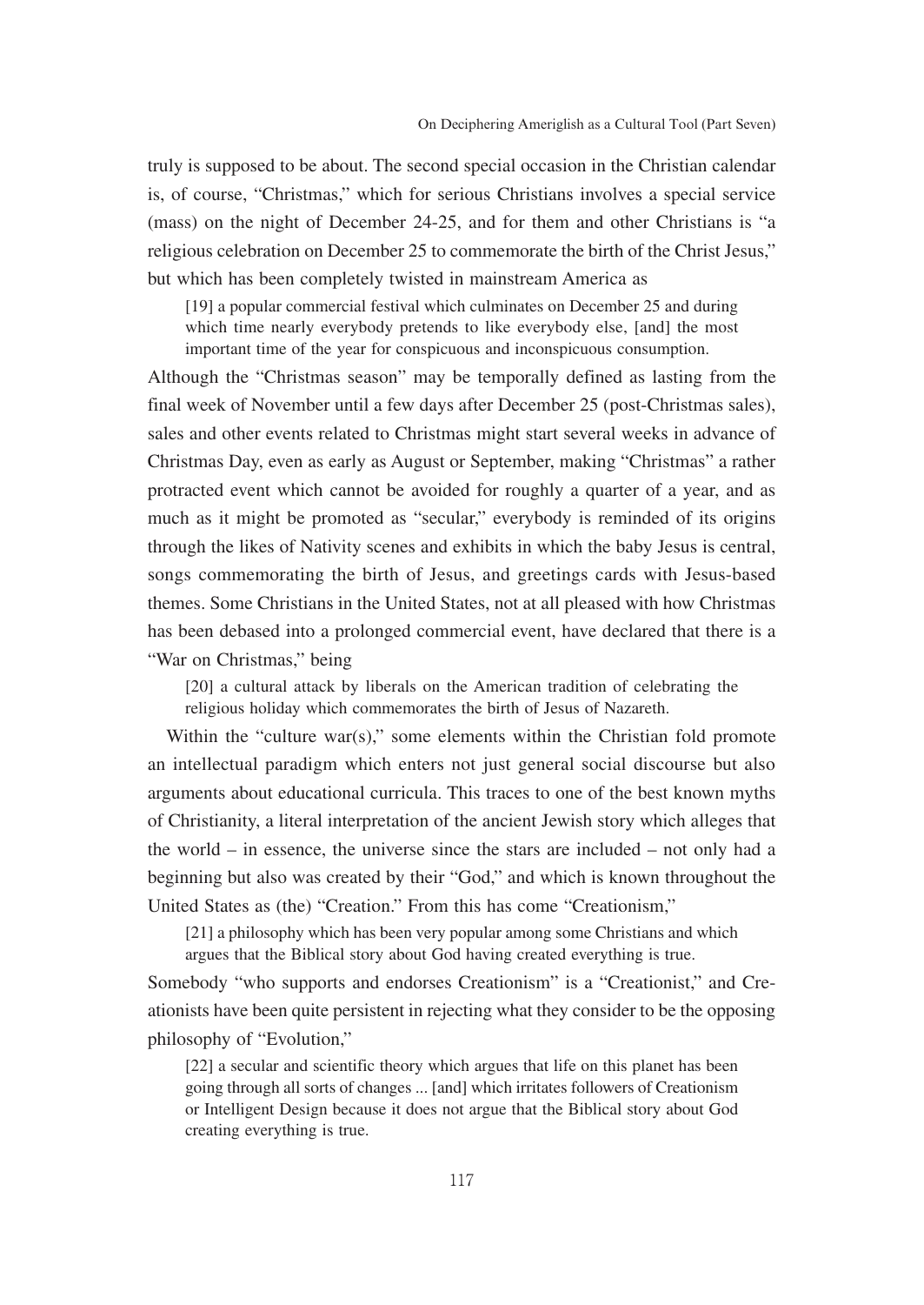truly is supposed to be about. The second special occasion in the Christian calendar is, of course, "Christmas," which for serious Christians involves a special service (mass) on the night of December 24-25, and for them and other Christians is "a religious celebration on December 25 to commemorate the birth of the Christ Jesus," but which has been completely twisted in mainstream America as

> [19] a popular commercial festival which culminates on December 25 and during which time nearly everybody pretends to like everybody else, [and] the most important time of the year for conspicuous and inconspicuous consumption.

Although the "Christmas season" may be temporally defined as lasting from the final week of November until a few days after December 25 (post-Christmas sales), sales and other events related to Christmas might start several weeks in advance of Christmas Day, even as early as August or September, making "Christmas" a rather protracted event which cannot be avoided for roughly a quarter of a year, and as much as it might be promoted as "secular," everybody is reminded of its origins through the likes of Nativity scenes and exhibits in which the baby Jesus is central, songs commemorating the birth of Jesus, and greetings cards with Jesus-based themes. Some Christians in the United States, not at all pleased with how Christmas has been debased into a prolonged commercial event, have declared that there is a "War on Christmas," being

> [20] a cultural attack by liberals on the American tradition of celebrating the religious holiday which commemorates the birth of Jesus of Nazareth.

Within the "culture war(s)," some elements within the Christian fold promote an intellectual paradigm which enters not just general social discourse but also arguments about educational curricula. This traces to one of the best known myths of Christianity, a literal interpretation of the ancient Jewish story which alleges that the world – in essence, the universe since the stars are included – not only had a beginning but also was created by their "God," and which is known throughout the United States as (the) "Creation." From this has come "Creationism,"

> [21] a philosophy which has been very popular among some Christians and which argues that the Biblical story about God having created everything is true.

Somebody "who supports and endorses Creationism" is a "Creationist," and Creationists have been quite persistent in rejecting what they consider to be the opposing philosophy of "Evolution,"

> [22] a secular and scientific theory which argues that life on this planet has been going through all sorts of changes ... [and] which irritates followers of Creationism or Intelligent Design because it does not argue that the Biblical story about God creating everything is true.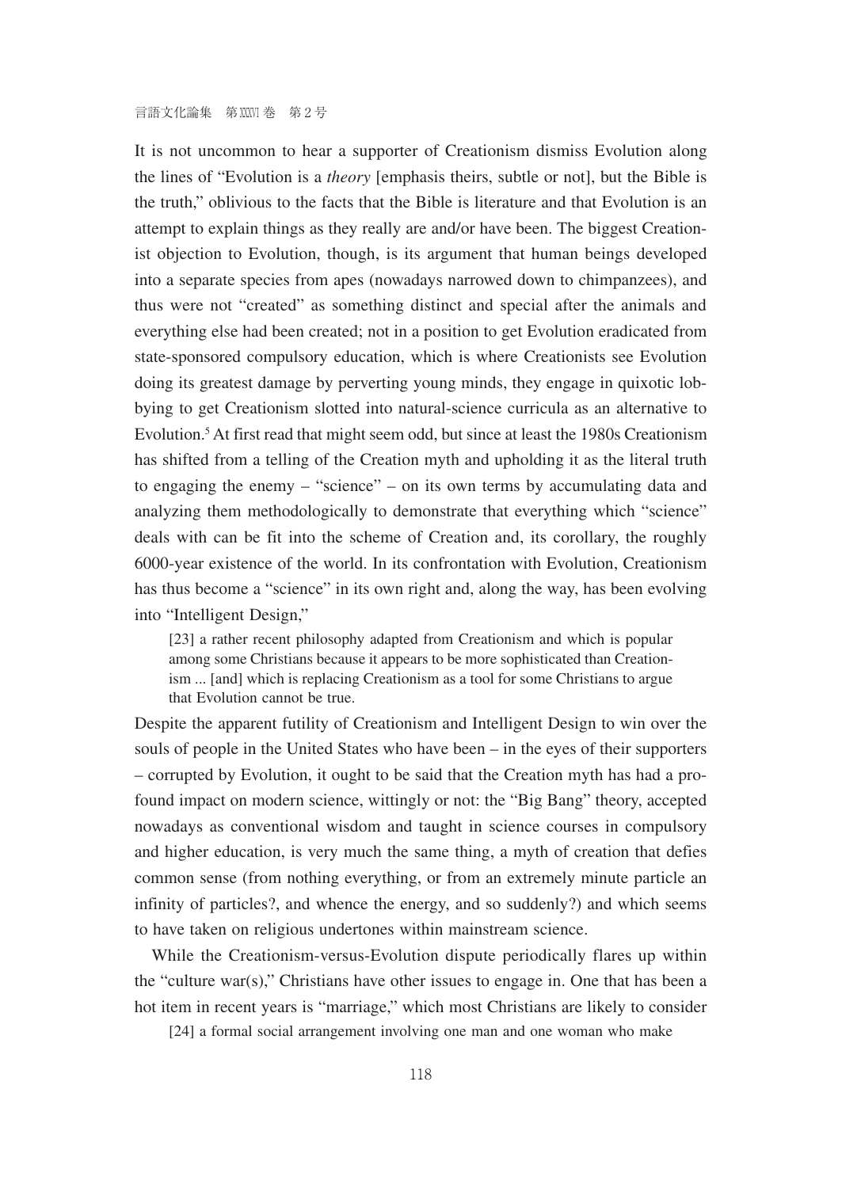It is not uncommon to hear a supporter of Creationism dismiss Evolution along the lines of "Evolution is a *theory* [emphasis theirs, subtle or not], but the Bible is the truth," oblivious to the facts that the Bible is literature and that Evolution is an attempt to explain things as they really are and/or have been. The biggest Creationist objection to Evolution, though, is its argument that human beings developed into a separate species from apes (nowadays narrowed down to chimpanzees), and thus were not "created" as something distinct and special after the animals and everything else had been created; not in a position to get Evolution eradicated from state-sponsored compulsory education, which is where Creationists see Evolution doing its greatest damage by perverting young minds, they engage in quixotic lobbying to get Creationism slotted into natural-science curricula as an alternative to Evolution.[5] At first read that might seem odd, but since at least the 1980s Creationism has shifted from a telling of the Creation myth and upholding it as the literal truth to engaging the enemy – "science" – on its own terms by accumulating data and analyzing them methodologically to demonstrate that everything which "science" deals with can be fit into the scheme of Creation and, its corollary, the roughly 6000-year existence of the world. In its confrontation with Evolution, Creationism has thus become a "science" in its own right and, along the way, has been evolving into "Intelligent Design,"

> [23] a rather recent philosophy adapted from Creationism and which is popular among some Christians because it appears to be more sophisticated than Creationism ... [and] which is replacing Creationism as a tool for some Christians to argue that Evolution cannot be true.

Despite the apparent futility of Creationism and Intelligent Design to win over the souls of people in the United States who have been – in the eyes of their supporters – corrupted by Evolution, it ought to be said that the Creation myth has had a profound impact on modern science, wittingly or not: the "Big Bang" theory, accepted nowadays as conventional wisdom and taught in science courses in compulsory and higher education, is very much the same thing, a myth of creation that defies common sense (from nothing everything, or from an extremely minute particle an infinity of particles?, and whence the energy, and so suddenly?) and which seems to have taken on religious undertones within mainstream science.

While the Creationism-versus-Evolution dispute periodically flares up within the "culture war(s)," Christians have other issues to engage in. One that has been a hot item in recent years is "marriage," which most Christians are likely to consider

> [24] a formal social arrangement involving one man and one woman who make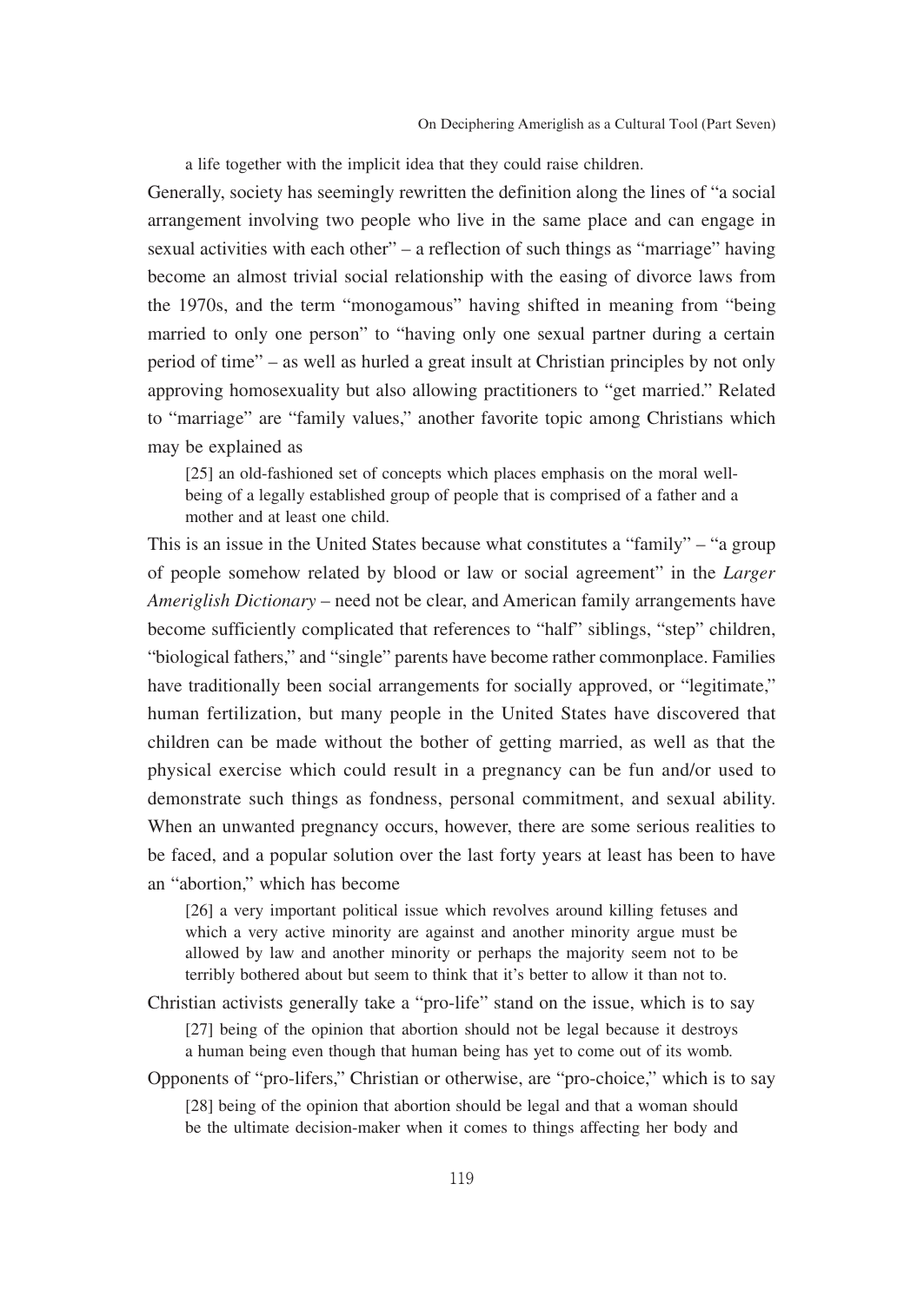> a life together with the implicit idea that they could raise children.

Generally, society has seemingly rewritten the definition along the lines of "a social arrangement involving two people who live in the same place and can engage in sexual activities with each other" – a reflection of such things as "marriage" having become an almost trivial social relationship with the easing of divorce laws from the 1970s, and the term "monogamous" having shifted in meaning from "being married to only one person" to "having only one sexual partner during a certain period of time" – as well as hurled a great insult at Christian principles by not only approving homosexuality but also allowing practitioners to "get married." Related to "marriage" are "family values," another favorite topic among Christians which may be explained as

> [25] an old-fashioned set of concepts which places emphasis on the moral well-being of a legally established group of people that is comprised of a father and a mother and at least one child.

This is an issue in the United States because what constitutes a "family" – "a group of people somehow related by blood or law or social agreement" in the *Larger Ameriglish Dictionary* – need not be clear, and American family arrangements have become sufficiently complicated that references to "half" siblings, "step" children, "biological fathers," and "single" parents have become rather commonplace. Families have traditionally been social arrangements for socially approved, or "legitimate," human fertilization, but many people in the United States have discovered that children can be made without the bother of getting married, as well as that the physical exercise which could result in a pregnancy can be fun and/or used to demonstrate such things as fondness, personal commitment, and sexual ability. When an unwanted pregnancy occurs, however, there are some serious realities to be faced, and a popular solution over the last forty years at least has been to have an "abortion," which has become

> [26] a very important political issue which revolves around killing fetuses and which a very active minority are against and another minority argue must be allowed by law and another minority or perhaps the majority seem not to be terribly bothered about but seem to think that it's better to allow it than not to.

Christian activists generally take a "pro-life" stand on the issue, which is to say

> [27] being of the opinion that abortion should not be legal because it destroys a human being even though that human being has yet to come out of its womb.

Opponents of "pro-lifers," Christian or otherwise, are "pro-choice," which is to say

> [28] being of the opinion that abortion should be legal and that a woman should be the ultimate decision-maker when it comes to things affecting her body and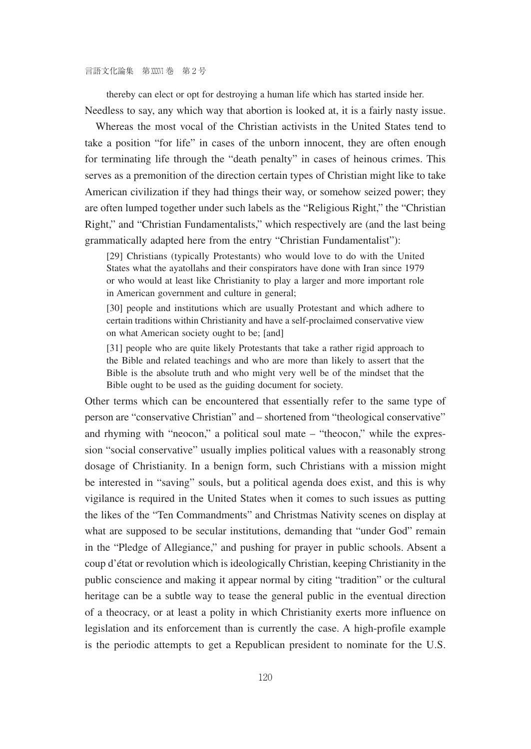thereby can elect or opt for destroying a human life which has started inside her.

Needless to say, any which way that abortion is looked at, it is a fairly nasty issue.

Whereas the most vocal of the Christian activists in the United States tend to take a position "for life" in cases of the unborn innocent, they are often enough for terminating life through the "death penalty" in cases of heinous crimes. This serves as a premonition of the direction certain types of Christian might like to take American civilization if they had things their way, or somehow seized power; they are often lumped together under such labels as the "Religious Right," the "Christian Right," and "Christian Fundamentalists," which respectively are (and the last being grammatically adapted here from the entry "Christian Fundamentalist"):

> [29] Christians (typically Protestants) who would love to do with the United States what the ayatollahs and their conspirators have done with Iran since 1979 or who would at least like Christianity to play a larger and more important role in American government and culture in general;
>
> [30] people and institutions which are usually Protestant and which adhere to certain traditions within Christianity and have a self-proclaimed conservative view on what American society ought to be; [and]
>
> [31] people who are quite likely Protestants that take a rather rigid approach to the Bible and related teachings and who are more than likely to assert that the Bible is the absolute truth and who might very well be of the mindset that the Bible ought to be used as the guiding document for society.

Other terms which can be encountered that essentially refer to the same type of person are "conservative Christian" and – shortened from "theological conservative" and rhyming with "neocon," a political soul mate – "theocon," while the expression "social conservative" usually implies political values with a reasonably strong dosage of Christianity. In a benign form, such Christians with a mission might be interested in "saving" souls, but a political agenda does exist, and this is why vigilance is required in the United States when it comes to such issues as putting the likes of the "Ten Commandments" and Christmas Nativity scenes on display at what are supposed to be secular institutions, demanding that "under God" remain in the "Pledge of Allegiance," and pushing for prayer in public schools. Absent a coup d'état or revolution which is ideologically Christian, keeping Christianity in the public conscience and making it appear normal by citing "tradition" or the cultural heritage can be a subtle way to tease the general public in the eventual direction of a theocracy, or at least a polity in which Christianity exerts more influence on legislation and its enforcement than is currently the case. A high-profile example is the periodic attempts to get a Republican president to nominate for the U.S.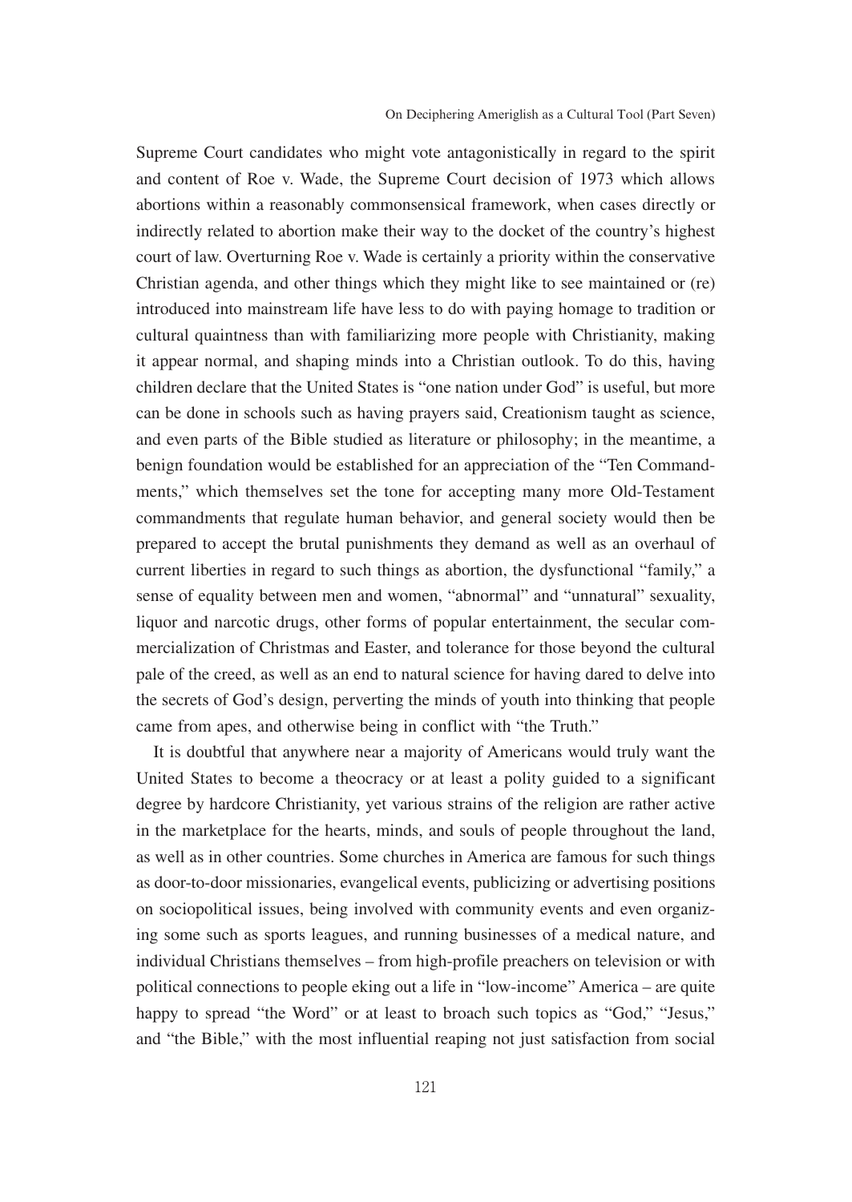Supreme Court candidates who might vote antagonistically in regard to the spirit and content of Roe v. Wade, the Supreme Court decision of 1973 which allows abortions within a reasonably commonsensical framework, when cases directly or indirectly related to abortion make their way to the docket of the country's highest court of law. Overturning Roe v. Wade is certainly a priority within the conservative Christian agenda, and other things which they might like to see maintained or (re) introduced into mainstream life have less to do with paying homage to tradition or cultural quaintness than with familiarizing more people with Christianity, making it appear normal, and shaping minds into a Christian outlook. To do this, having children declare that the United States is "one nation under God" is useful, but more can be done in schools such as having prayers said, Creationism taught as science, and even parts of the Bible studied as literature or philosophy; in the meantime, a benign foundation would be established for an appreciation of the "Ten Commandments," which themselves set the tone for accepting many more Old-Testament commandments that regulate human behavior, and general society would then be prepared to accept the brutal punishments they demand as well as an overhaul of current liberties in regard to such things as abortion, the dysfunctional "family," a sense of equality between men and women, "abnormal" and "unnatural" sexuality, liquor and narcotic drugs, other forms of popular entertainment, the secular commercialization of Christmas and Easter, and tolerance for those beyond the cultural pale of the creed, as well as an end to natural science for having dared to delve into the secrets of God's design, perverting the minds of youth into thinking that people came from apes, and otherwise being in conflict with "the Truth."

It is doubtful that anywhere near a majority of Americans would truly want the United States to become a theocracy or at least a polity guided to a significant degree by hardcore Christianity, yet various strains of the religion are rather active in the marketplace for the hearts, minds, and souls of people throughout the land, as well as in other countries. Some churches in America are famous for such things as door-to-door missionaries, evangelical events, publicizing or advertising positions on sociopolitical issues, being involved with community events and even organizing some such as sports leagues, and running businesses of a medical nature, and individual Christians themselves – from high-profile preachers on television or with political connections to people eking out a life in "low-income" America – are quite happy to spread "the Word" or at least to broach such topics as "God," "Jesus," and "the Bible," with the most influential reaping not just satisfaction from social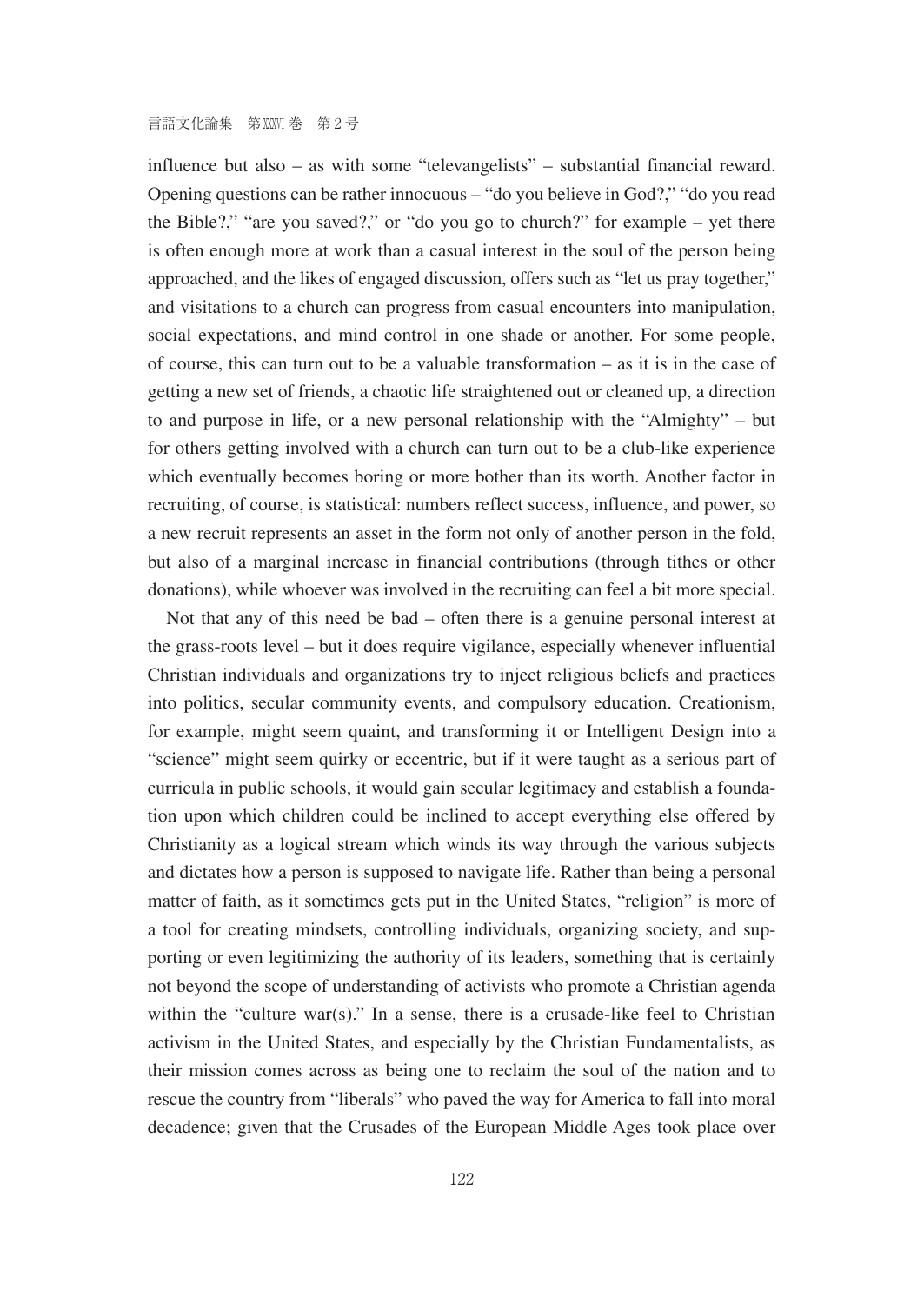influence but also – as with some "televangelists" – substantial financial reward. Opening questions can be rather innocuous – "do you believe in God?," "do you read the Bible?," "are you saved?," or "do you go to church?" for example – yet there is often enough more at work than a casual interest in the soul of the person being approached, and the likes of engaged discussion, offers such as "let us pray together," and visitations to a church can progress from casual encounters into manipulation, social expectations, and mind control in one shade or another. For some people, of course, this can turn out to be a valuable transformation – as it is in the case of getting a new set of friends, a chaotic life straightened out or cleaned up, a direction to and purpose in life, or a new personal relationship with the "Almighty" – but for others getting involved with a church can turn out to be a club-like experience which eventually becomes boring or more bother than its worth. Another factor in recruiting, of course, is statistical: numbers reflect success, influence, and power, so a new recruit represents an asset in the form not only of another person in the fold, but also of a marginal increase in financial contributions (through tithes or other donations), while whoever was involved in the recruiting can feel a bit more special.

Not that any of this need be bad – often there is a genuine personal interest at the grass-roots level – but it does require vigilance, especially whenever influential Christian individuals and organizations try to inject religious beliefs and practices into politics, secular community events, and compulsory education. Creationism, for example, might seem quaint, and transforming it or Intelligent Design into a "science" might seem quirky or eccentric, but if it were taught as a serious part of curricula in public schools, it would gain secular legitimacy and establish a foundation upon which children could be inclined to accept everything else offered by Christianity as a logical stream which winds its way through the various subjects and dictates how a person is supposed to navigate life. Rather than being a personal matter of faith, as it sometimes gets put in the United States, "religion" is more of a tool for creating mindsets, controlling individuals, organizing society, and supporting or even legitimizing the authority of its leaders, something that is certainly not beyond the scope of understanding of activists who promote a Christian agenda within the "culture war(s)." In a sense, there is a crusade-like feel to Christian activism in the United States, and especially by the Christian Fundamentalists, as their mission comes across as being one to reclaim the soul of the nation and to rescue the country from "liberals" who paved the way for America to fall into moral decadence; given that the Crusades of the European Middle Ages took place over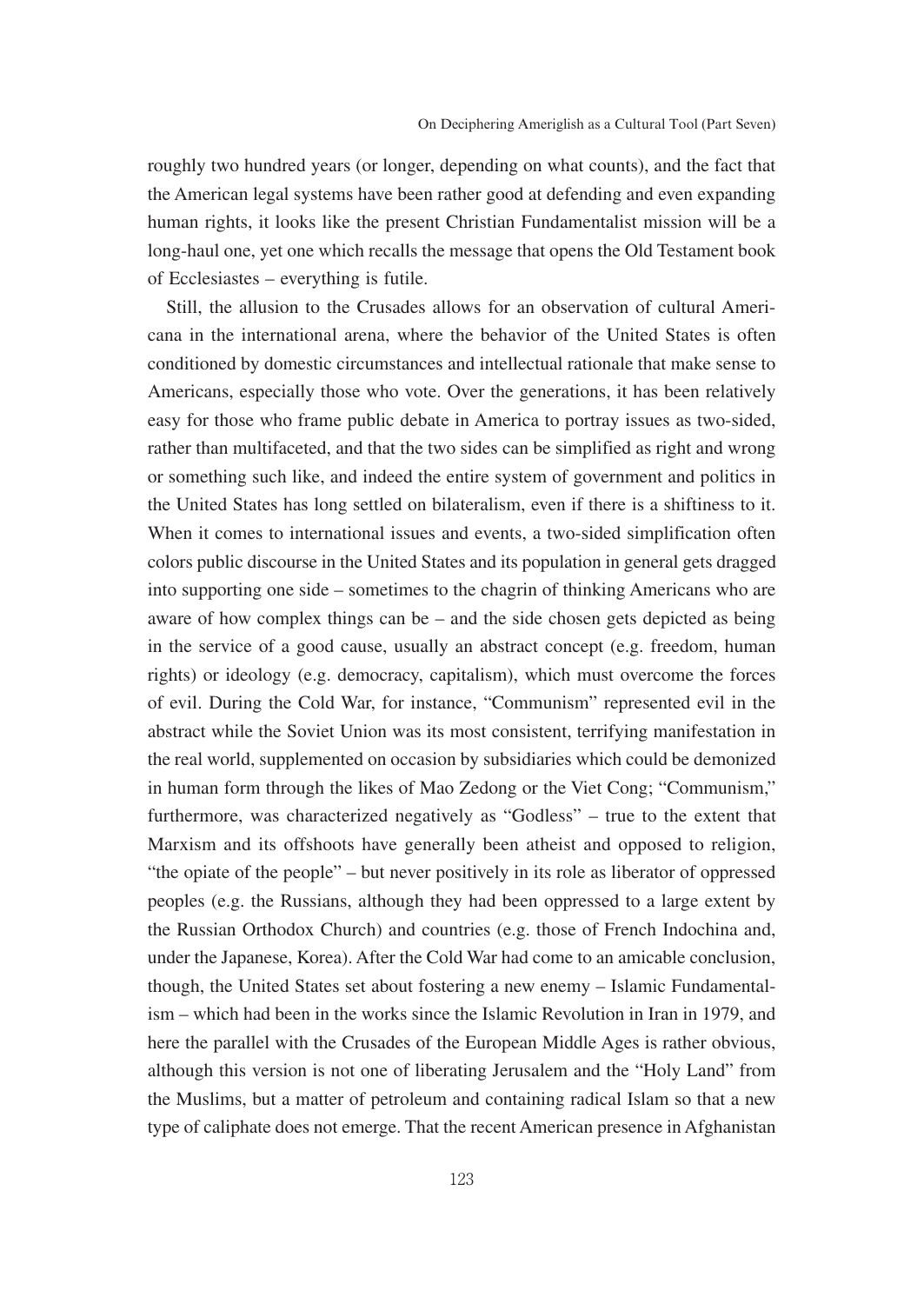roughly two hundred years (or longer, depending on what counts), and the fact that the American legal systems have been rather good at defending and even expanding human rights, it looks like the present Christian Fundamentalist mission will be a long-haul one, yet one which recalls the message that opens the Old Testament book of Ecclesiastes – everything is futile.

Still, the allusion to the Crusades allows for an observation of cultural Americana in the international arena, where the behavior of the United States is often conditioned by domestic circumstances and intellectual rationale that make sense to Americans, especially those who vote. Over the generations, it has been relatively easy for those who frame public debate in America to portray issues as two-sided, rather than multifaceted, and that the two sides can be simplified as right and wrong or something such like, and indeed the entire system of government and politics in the United States has long settled on bilateralism, even if there is a shiftiness to it. When it comes to international issues and events, a two-sided simplification often colors public discourse in the United States and its population in general gets dragged into supporting one side – sometimes to the chagrin of thinking Americans who are aware of how complex things can be – and the side chosen gets depicted as being in the service of a good cause, usually an abstract concept (e.g. freedom, human rights) or ideology (e.g. democracy, capitalism), which must overcome the forces of evil. During the Cold War, for instance, "Communism" represented evil in the abstract while the Soviet Union was its most consistent, terrifying manifestation in the real world, supplemented on occasion by subsidiaries which could be demonized in human form through the likes of Mao Zedong or the Viet Cong; "Communism," furthermore, was characterized negatively as "Godless" – true to the extent that Marxism and its offshoots have generally been atheist and opposed to religion, "the opiate of the people" – but never positively in its role as liberator of oppressed peoples (e.g. the Russians, although they had been oppressed to a large extent by the Russian Orthodox Church) and countries (e.g. those of French Indochina and, under the Japanese, Korea). After the Cold War had come to an amicable conclusion, though, the United States set about fostering a new enemy – Islamic Fundamentalism – which had been in the works since the Islamic Revolution in Iran in 1979, and here the parallel with the Crusades of the European Middle Ages is rather obvious, although this version is not one of liberating Jerusalem and the "Holy Land" from the Muslims, but a matter of petroleum and containing radical Islam so that a new type of caliphate does not emerge. That the recent American presence in Afghanistan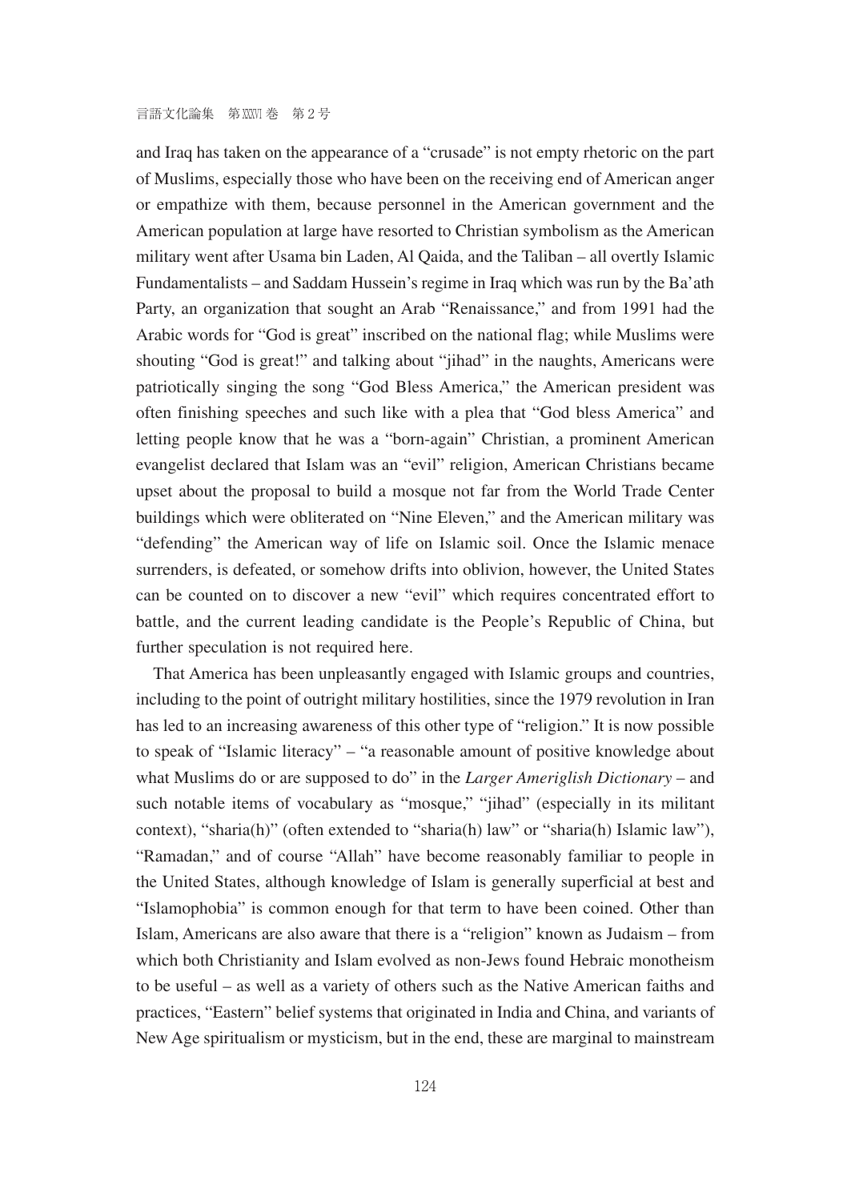and Iraq has taken on the appearance of a "crusade" is not empty rhetoric on the part of Muslims, especially those who have been on the receiving end of American anger or empathize with them, because personnel in the American government and the American population at large have resorted to Christian symbolism as the American military went after Usama bin Laden, Al Qaida, and the Taliban – all overtly Islamic Fundamentalists – and Saddam Hussein's regime in Iraq which was run by the Ba'ath Party, an organization that sought an Arab "Renaissance," and from 1991 had the Arabic words for "God is great" inscribed on the national flag; while Muslims were shouting "God is great!" and talking about "jihad" in the naughts, Americans were patriotically singing the song "God Bless America," the American president was often finishing speeches and such like with a plea that "God bless America" and letting people know that he was a "born-again" Christian, a prominent American evangelist declared that Islam was an "evil" religion, American Christians became upset about the proposal to build a mosque not far from the World Trade Center buildings which were obliterated on "Nine Eleven," and the American military was "defending" the American way of life on Islamic soil. Once the Islamic menace surrenders, is defeated, or somehow drifts into oblivion, however, the United States can be counted on to discover a new "evil" which requires concentrated effort to battle, and the current leading candidate is the People's Republic of China, but further speculation is not required here.

That America has been unpleasantly engaged with Islamic groups and countries, including to the point of outright military hostilities, since the 1979 revolution in Iran has led to an increasing awareness of this other type of "religion." It is now possible to speak of "Islamic literacy" – "a reasonable amount of positive knowledge about what Muslims do or are supposed to do" in the *Larger Ameriglish Dictionary* – and such notable items of vocabulary as "mosque," "jihad" (especially in its militant context), "sharia(h)" (often extended to "sharia(h) law" or "sharia(h) Islamic law"), "Ramadan," and of course "Allah" have become reasonably familiar to people in the United States, although knowledge of Islam is generally superficial at best and "Islamophobia" is common enough for that term to have been coined. Other than Islam, Americans are also aware that there is a "religion" known as Judaism – from which both Christianity and Islam evolved as non-Jews found Hebraic monotheism to be useful – as well as a variety of others such as the Native American faiths and practices, "Eastern" belief systems that originated in India and China, and variants of New Age spiritualism or mysticism, but in the end, these are marginal to mainstream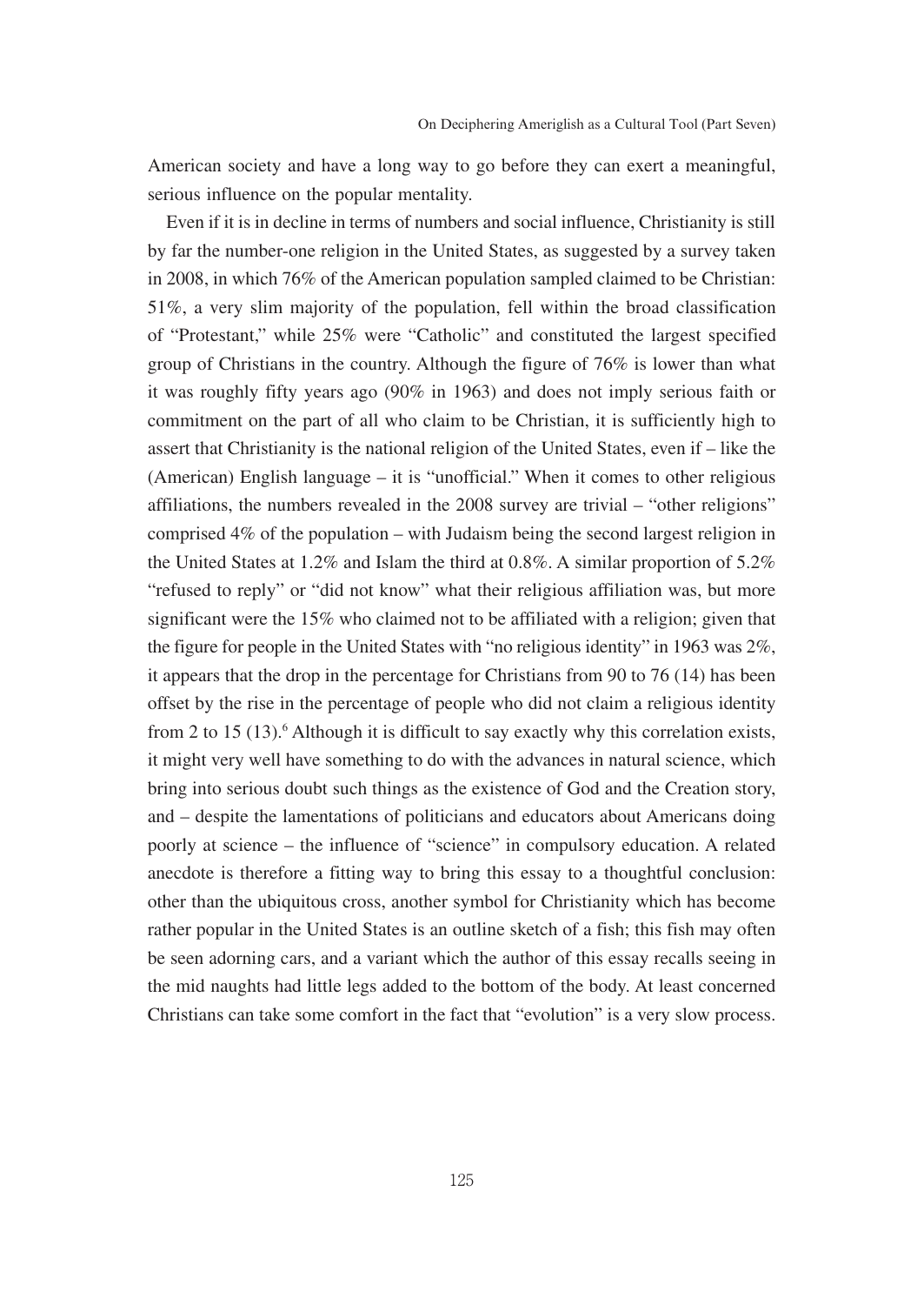American society and have a long way to go before they can exert a meaningful, serious influence on the popular mentality.

Even if it is in decline in terms of numbers and social influence, Christianity is still by far the number-one religion in the United States, as suggested by a survey taken in 2008, in which 76% of the American population sampled claimed to be Christian: 51%, a very slim majority of the population, fell within the broad classification of "Protestant," while 25% were "Catholic" and constituted the largest specified group of Christians in the country. Although the figure of 76% is lower than what it was roughly fifty years ago (90% in 1963) and does not imply serious faith or commitment on the part of all who claim to be Christian, it is sufficiently high to assert that Christianity is the national religion of the United States, even if – like the (American) English language – it is "unofficial." When it comes to other religious affiliations, the numbers revealed in the 2008 survey are trivial – "other religions" comprised 4% of the population – with Judaism being the second largest religion in the United States at 1.2% and Islam the third at 0.8%. A similar proportion of 5.2% "refused to reply" or "did not know" what their religious affiliation was, but more significant were the 15% who claimed not to be affiliated with a religion; given that the figure for people in the United States with "no religious identity" in 1963 was 2%, it appears that the drop in the percentage for Christians from 90 to 76 (14) has been offset by the rise in the percentage of people who did not claim a religious identity from 2 to 15 (13).[6] Although it is difficult to say exactly why this correlation exists, it might very well have something to do with the advances in natural science, which bring into serious doubt such things as the existence of God and the Creation story, and – despite the lamentations of politicians and educators about Americans doing poorly at science – the influence of "science" in compulsory education. A related anecdote is therefore a fitting way to bring this essay to a thoughtful conclusion: other than the ubiquitous cross, another symbol for Christianity which has become rather popular in the United States is an outline sketch of a fish; this fish may often be seen adorning cars, and a variant which the author of this essay recalls seeing in the mid naughts had little legs added to the bottom of the body. At least concerned Christians can take some comfort in the fact that "evolution" is a very slow process.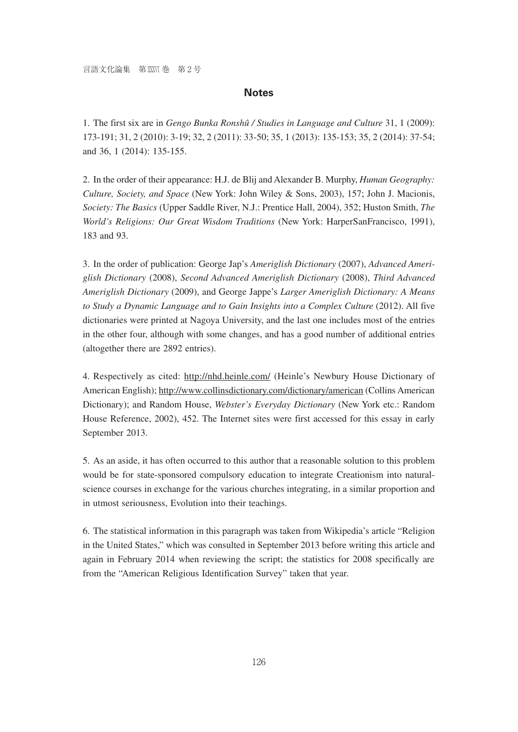## Notes

1. The first six are in *Gengo Bunka Ronshû / Studies in Language and Culture* 31, 1 (2009): 173-191; 31, 2 (2010): 3-19; 32, 2 (2011): 33-50; 35, 1 (2013): 135-153; 35, 2 (2014): 37-54; and 36, 1 (2014): 135-155.

2. In the order of their appearance: H.J. de Blij and Alexander B. Murphy, *Human Geography: Culture, Society, and Space* (New York: John Wiley & Sons, 2003), 157; John J. Macionis, *Society: The Basics* (Upper Saddle River, N.J.: Prentice Hall, 2004), 352; Huston Smith, *The World's Religions: Our Great Wisdom Traditions* (New York: HarperSanFrancisco, 1991), 183 and 93.

3. In the order of publication: George Jap's *Ameriglish Dictionary* (2007), *Advanced Ameriglish Dictionary* (2008), *Second Advanced Ameriglish Dictionary* (2008), *Third Advanced Ameriglish Dictionary* (2009), and George Jappe's *Larger Ameriglish Dictionary: A Means to Study a Dynamic Language and to Gain Insights into a Complex Culture* (2012). All five dictionaries were printed at Nagoya University, and the last one includes most of the entries in the other four, although with some changes, and has a good number of additional entries (altogether there are 2892 entries).

4. Respectively as cited: http://nhd.heinle.com/ (Heinle's Newbury House Dictionary of American English); http://www.collinsdictionary.com/dictionary/american (Collins American Dictionary); and Random House, *Webster's Everyday Dictionary* (New York etc.: Random House Reference, 2002), 452. The Internet sites were first accessed for this essay in early September 2013.

5. As an aside, it has often occurred to this author that a reasonable solution to this problem would be for state-sponsored compulsory education to integrate Creationism into natural-science courses in exchange for the various churches integrating, in a similar proportion and in utmost seriousness, Evolution into their teachings.

6. The statistical information in this paragraph was taken from Wikipedia's article "Religion in the United States," which was consulted in September 2013 before writing this article and again in February 2014 when reviewing the script; the statistics for 2008 specifically are from the "American Religious Identification Survey" taken that year.